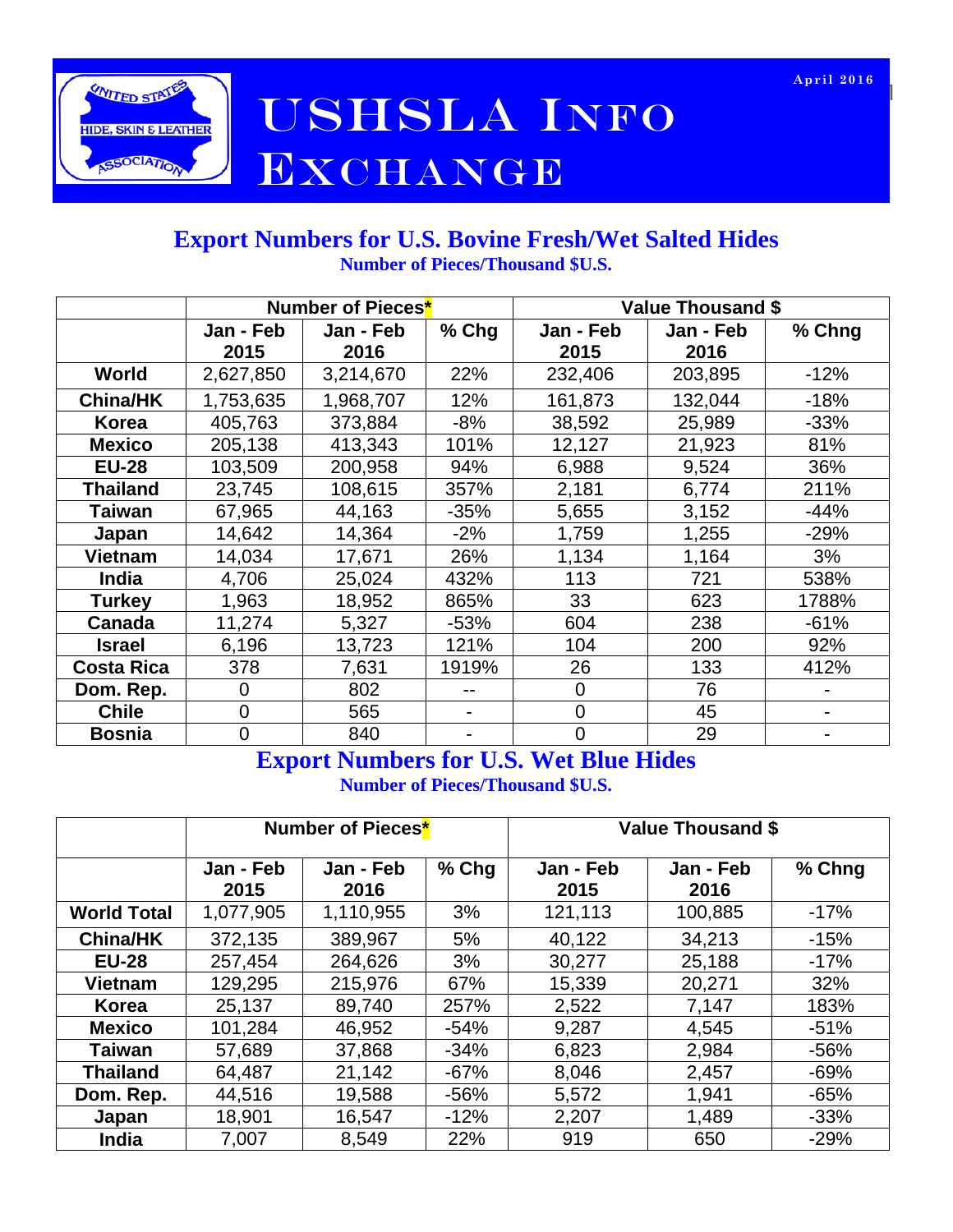# USHSLA Info Exchange

April 2016

## Export Numbers for U.S. Bovine Fresh/Wet Salted Hides

**Number of Pieces/Thousand $U.S.**

| | Number of Pieces* | | | Value Thousand $ | | |
|---|---|---|---|---|---|---|
| | Jan - Feb 2015 | Jan - Feb 2016 | % Chg | Jan - Feb 2015 | Jan - Feb 2016 | % Chng |
| **World** | 2,627,850 | 3,214,670 | 22% | 232,406 | 203,895 | -12% |
| **China/HK** | 1,753,635 | 1,968,707 | 12% | 161,873 | 132,044 | -18% |
| **Korea** | 405,763 | 373,884 | -8% | 38,592 | 25,989 | -33% |
| **Mexico** | 205,138 | 413,343 | 101% | 12,127 | 21,923 | 81% |
| **EU-28** | 103,509 | 200,958 | 94% | 6,988 | 9,524 | 36% |
| **Thailand** | 23,745 | 108,615 | 357% | 2,181 | 6,774 | 211% |
| **Taiwan** | 67,965 | 44,163 | -35% | 5,655 | 3,152 | -44% |
| **Japan** | 14,642 | 14,364 | -2% | 1,759 | 1,255 | -29% |
| **Vietnam** | 14,034 | 17,671 | 26% | 1,134 | 1,164 | 3% |
| **India** | 4,706 | 25,024 | 432% | 113 | 721 | 538% |
| **Turkey** | 1,963 | 18,952 | 865% | 33 | 623 | 1788% |
| **Canada** | 11,274 | 5,327 | -53% | 604 | 238 | -61% |
| **Israel** | 6,196 | 13,723 | 121% | 104 | 200 | 92% |
| **Costa Rica** | 378 | 7,631 | 1919% | 26 | 133 | 412% |
| **Dom. Rep.** | 0 | 802 | -- | 0 | 76 | - |
| **Chile** | 0 | 565 | - | 0 | 45 | - |
| **Bosnia** | 0 | 840 | - | 0 | 29 | - |

## Export Numbers for U.S. Wet Blue Hides

**Number of Pieces/Thousand $U.S.**

| | Number of Pieces* | | | Value Thousand $ | | |
|---|---|---|---|---|---|---|
| | Jan - Feb 2015 | Jan - Feb 2016 | % Chg | Jan - Feb 2015 | Jan - Feb 2016 | % Chng |
| **World Total** | 1,077,905 | 1,110,955 | 3% | 121,113 | 100,885 | -17% |
| **China/HK** | 372,135 | 389,967 | 5% | 40,122 | 34,213 | -15% |
| **EU-28** | 257,454 | 264,626 | 3% | 30,277 | 25,188 | -17% |
| **Vietnam** | 129,295 | 215,976 | 67% | 15,339 | 20,271 | 32% |
| **Korea** | 25,137 | 89,740 | 257% | 2,522 | 7,147 | 183% |
| **Mexico** | 101,284 | 46,952 | -54% | 9,287 | 4,545 | -51% |
| **Taiwan** | 57,689 | 37,868 | -34% | 6,823 | 2,984 | -56% |
| **Thailand** | 64,487 | 21,142 | -67% | 8,046 | 2,457 | -69% |
| **Dom. Rep.** | 44,516 | 19,588 | -56% | 5,572 | 1,941 | -65% |
| **Japan** | 18,901 | 16,547 | -12% | 2,207 | 1,489 | -33% |
| **India** | 7,007 | 8,549 | 22% | 919 | 650 | -29% |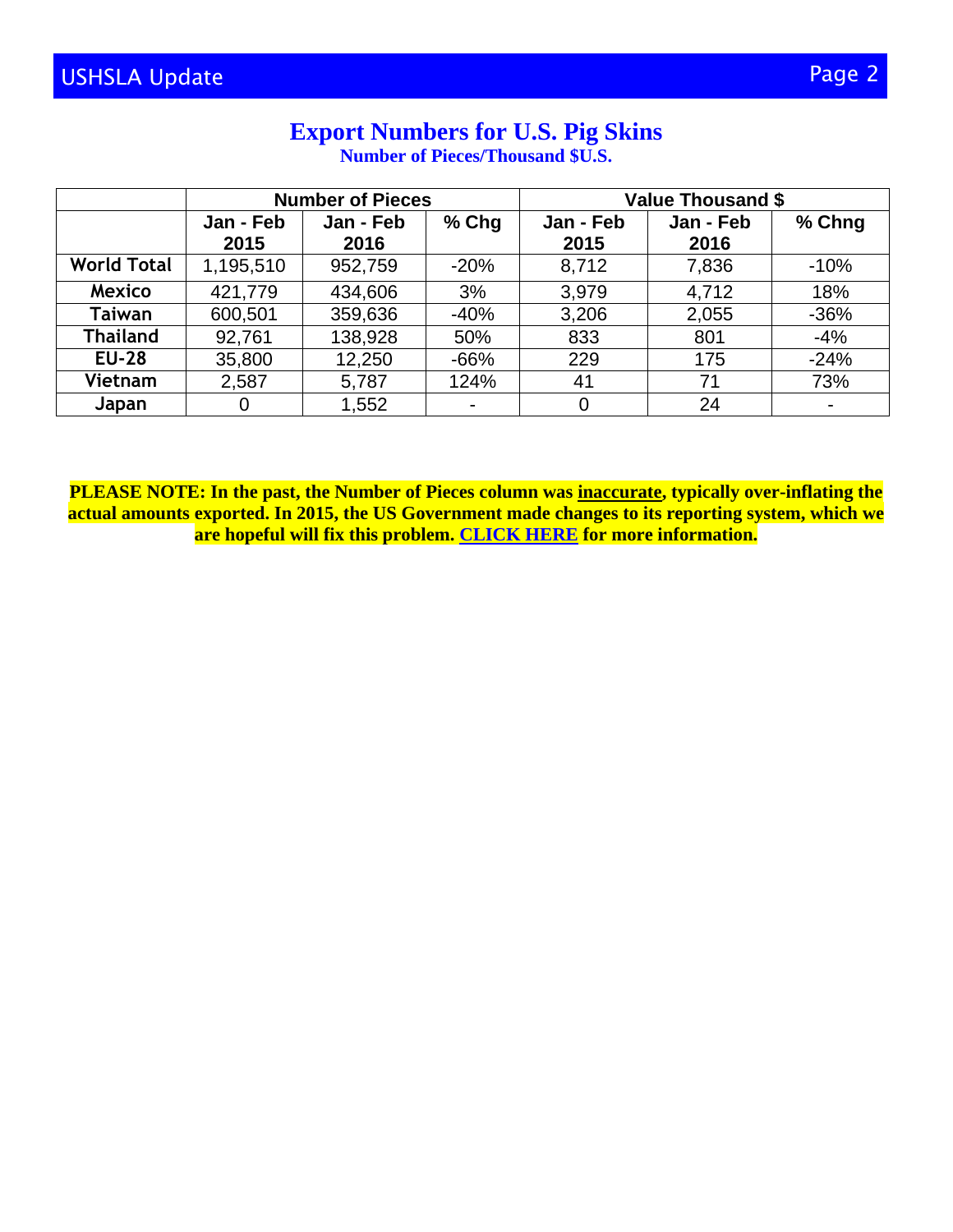# Export Numbers for U.S. Pig Skins

**Number of Pieces/Thousand $U.S.**

| | Number of Pieces | | | Value Thousand $ | | |
|---|---|---|---|---|---|---|
| | Jan - Feb 2015 | Jan - Feb 2016 | % Chg | Jan - Feb 2015 | Jan - Feb 2016 | % Chng |
| **World Total** | 1,195,510 | 952,759 | -20% | 8,712 | 7,836 | -10% |
| **Mexico** | 421,779 | 434,606 | 3% | 3,979 | 4,712 | 18% |
| **Taiwan** | 600,501 | 359,636 | -40% | 3,206 | 2,055 | -36% |
| **Thailand** | 92,761 | 138,928 | 50% | 833 | 801 | -4% |
| **EU-28** | 35,800 | 12,250 | -66% | 229 | 175 | -24% |
| **Vietnam** | 2,587 | 5,787 | 124% | 41 | 71 | 73% |
| **Japan** | 0 | 1,552 | - | 0 | 24 | - |

**PLEASE NOTE: In the past, the Number of Pieces column was inaccurate, typically over-inflating the actual amounts exported. In 2015, the US Government made changes to its reporting system, which we are hopeful will fix this problem. CLICK HERE for more information.**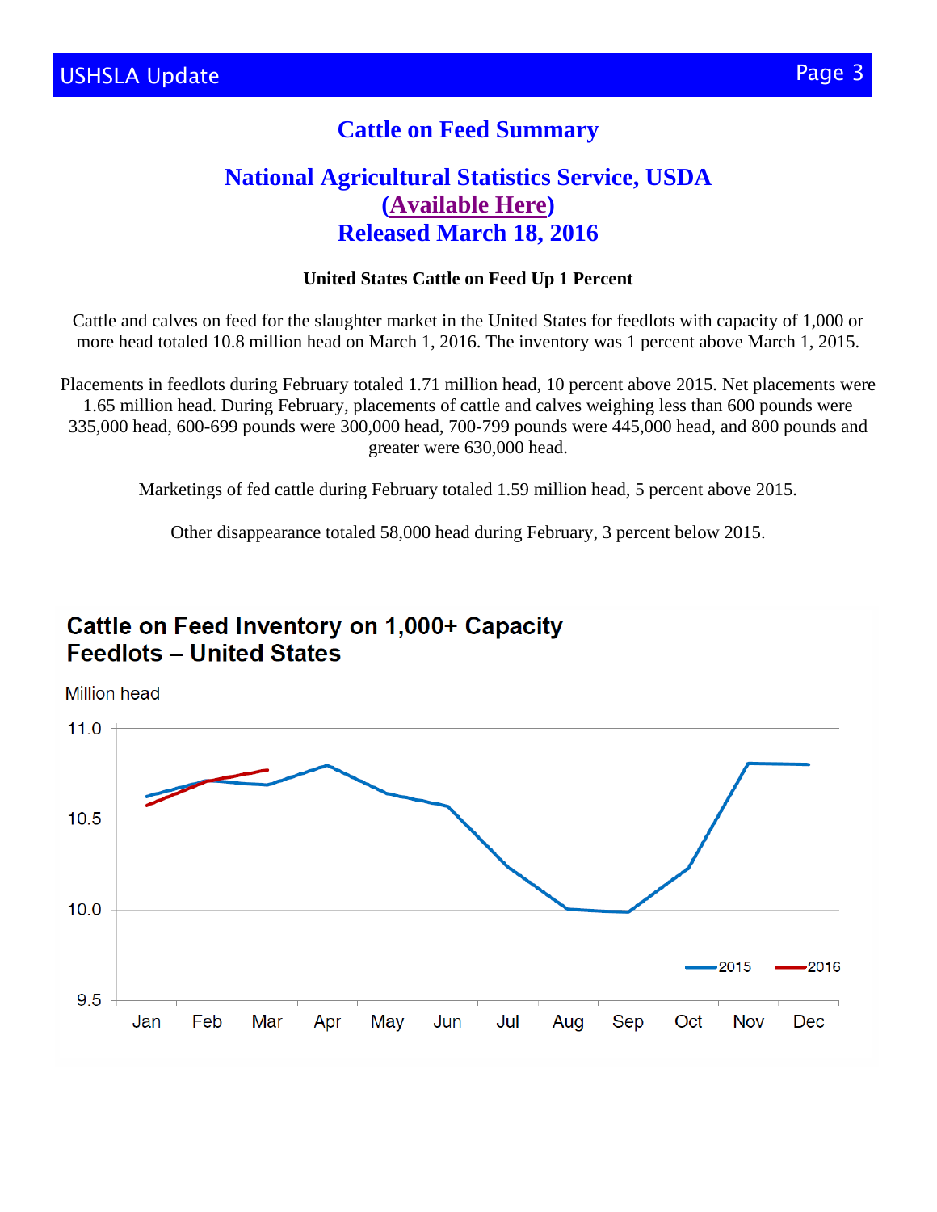# Cattle on Feed Summary

## National Agricultural Statistics Service, USDA (Available Here) Released March 18, 2016

**United States Cattle on Feed Up 1 Percent**

Cattle and calves on feed for the slaughter market in the United States for feedlots with capacity of 1,000 or more head totaled 10.8 million head on March 1, 2016. The inventory was 1 percent above March 1, 2015.

Placements in feedlots during February totaled 1.71 million head, 10 percent above 2015. Net placements were 1.65 million head. During February, placements of cattle and calves weighing less than 600 pounds were 335,000 head, 600-699 pounds were 300,000 head, 700-799 pounds were 445,000 head, and 800 pounds and greater were 630,000 head.

Marketings of fed cattle during February totaled 1.59 million head, 5 percent above 2015.

Other disappearance totaled 58,000 head during February, 3 percent below 2015.

**Cattle on Feed Inventory on 1,000+ Capacity Feedlots – United States**

Million head

11.0
10.5
10.0
9.5

Jan Feb Mar Apr May Jun Jul Aug Sep Oct Nov Dec

2015 2016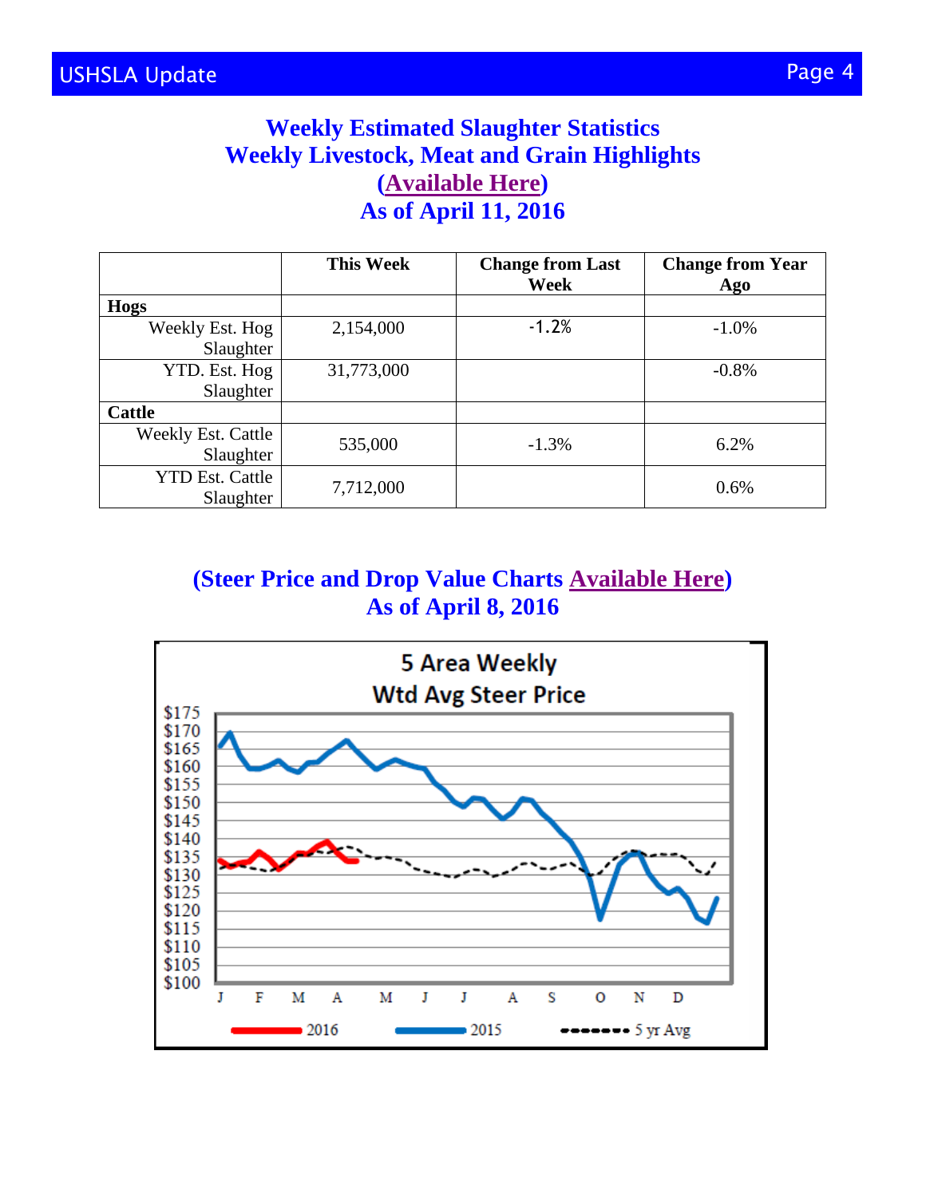## Weekly Estimated Slaughter Statistics
## Weekly Livestock, Meat and Grain Highlights
## (Available Here)
## As of April 11, 2016

| | This Week | Change from Last Week | Change from Year Ago |
|---|---|---|---|
| **Hogs** | | | |
| Weekly Est. Hog Slaughter | 2,154,000 | -1.2% | -1.0% |
| YTD. Est. Hog Slaughter | 31,773,000 | | -0.8% |
| **Cattle** | | | |
| Weekly Est. Cattle Slaughter | 535,000 | -1.3% | 6.2% |
| YTD Est. Cattle Slaughter | 7,712,000 | | 0.6% |

## (Steer Price and Drop Value Charts Available Here)
## As of April 8, 2016

5 Area Weekly Wtd Avg Steer Price

Legend: 2016, 2015, 5 yr Avg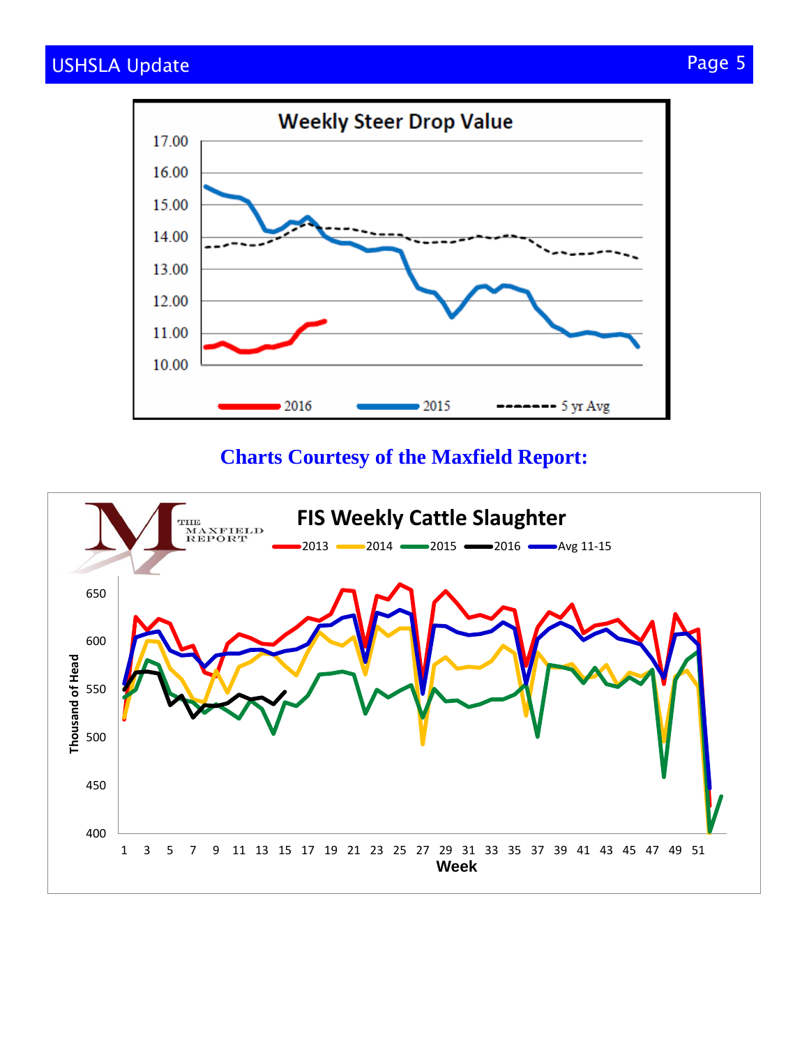**Weekly Steer Drop Value**

2016 — 2015 — 5 yr Avg

## Charts Courtesy of the Maxfield Report:

**FIS Weekly Cattle Slaughter**

2013 — 2014 — 2015 — 2016 — Avg 11-15

Thousand of Head

Week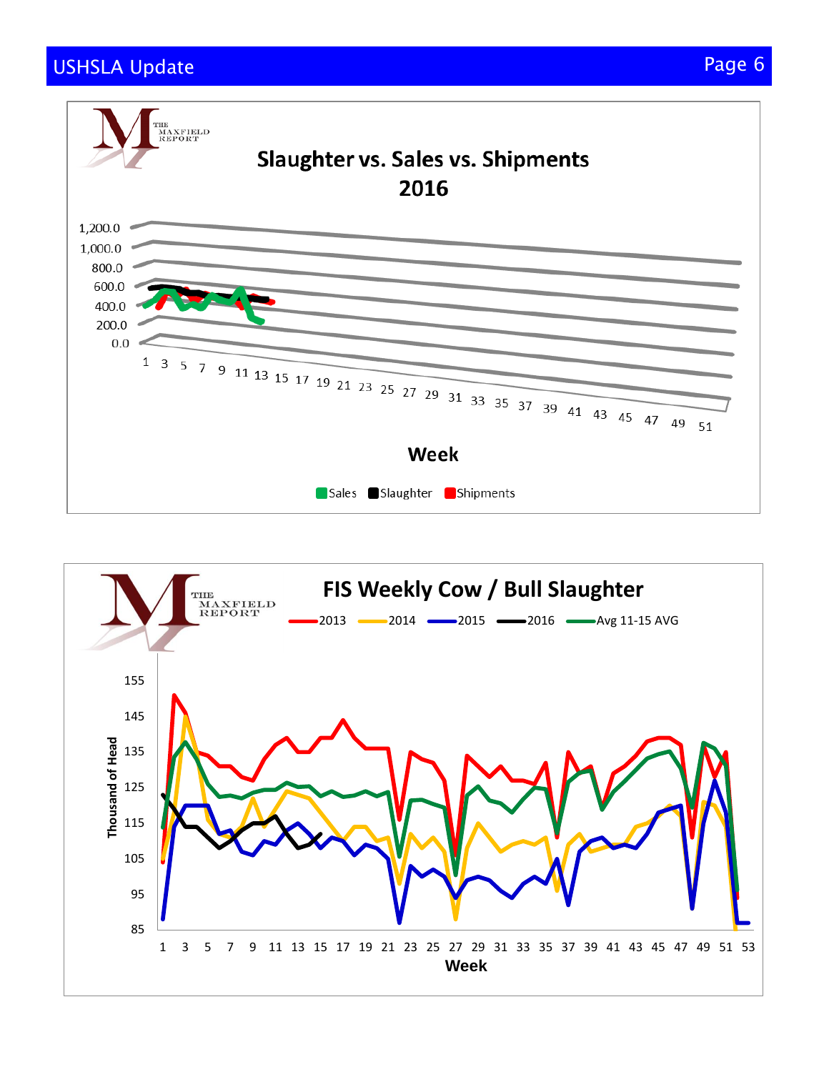THE MAXFIELD REPORT

## Slaughter vs. Sales vs. Shipments 2016

1,200.0
1,000.0
800.0
600.0
400.0
200.0
0.0

1 3 5 7 9 11 13 15 17 19 21 23 25 27 29 31 33 35 37 39 41 43 45 47 49 51

**Week**

Sales   Slaughter   Shipments

THE MAXFIELD REPORT

## FIS Weekly Cow / Bull Slaughter

2013   2014   2015   2016   Avg 11-15 AVG

Thousand of Head

155
145
135
125
115
105
95
85

1 3 5 7 9 11 13 15 17 19 21 23 25 27 29 31 33 35 37 39 41 43 45 47 49 51 53

**Week**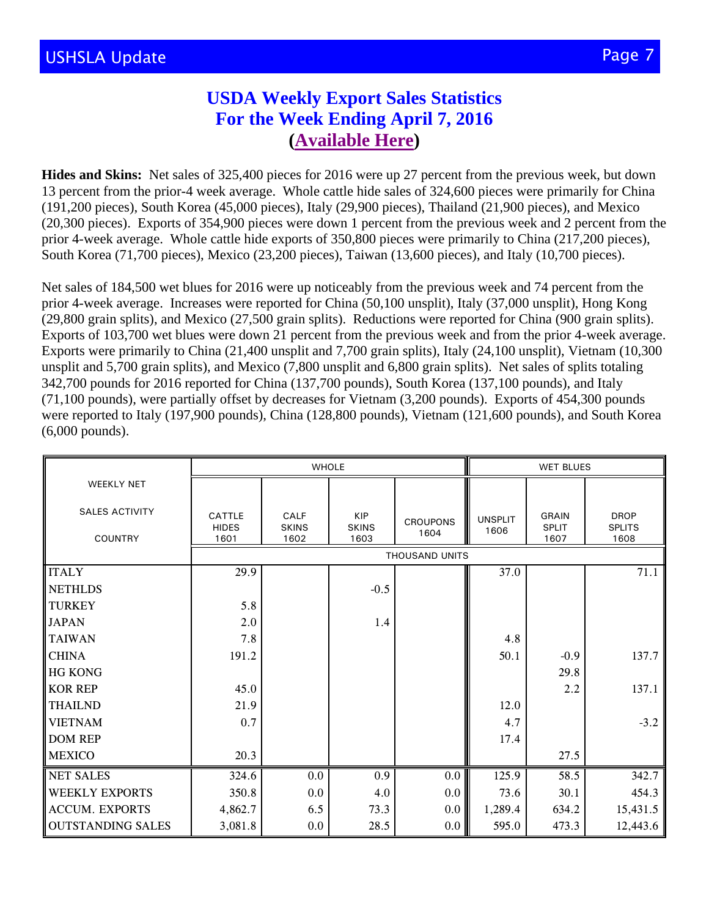## USDA Weekly Export Sales Statistics
## For the Week Ending April 7, 2016
## (Available Here)

**Hides and Skins:** Net sales of 325,400 pieces for 2016 were up 27 percent from the previous week, but down 13 percent from the prior-4 week average. Whole cattle hide sales of 324,600 pieces were primarily for China (191,200 pieces), South Korea (45,000 pieces), Italy (29,900 pieces), Thailand (21,900 pieces), and Mexico (20,300 pieces). Exports of 354,900 pieces were down 1 percent from the previous week and 2 percent from the prior 4-week average. Whole cattle hide exports of 350,800 pieces were primarily to China (217,200 pieces), South Korea (71,700 pieces), Mexico (23,200 pieces), Taiwan (13,600 pieces), and Italy (10,700 pieces).

Net sales of 184,500 wet blues for 2016 were up noticeably from the previous week and 74 percent from the prior 4-week average. Increases were reported for China (50,100 unsplit), Italy (37,000 unsplit), Hong Kong (29,800 grain splits), and Mexico (27,500 grain splits). Reductions were reported for China (900 grain splits). Exports of 103,700 wet blues were down 21 percent from the previous week and from the prior 4-week average. Exports were primarily to China (21,400 unsplit and 7,700 grain splits), Italy (24,100 unsplit), Vietnam (10,300 unsplit and 5,700 grain splits), and Mexico (7,800 unsplit and 6,800 grain splits). Net sales of splits totaling 342,700 pounds for 2016 reported for China (137,700 pounds), South Korea (137,100 pounds), and Italy (71,100 pounds), were partially offset by decreases for Vietnam (3,200 pounds). Exports of 454,300 pounds were reported to Italy (197,900 pounds), China (128,800 pounds), Vietnam (121,600 pounds), and South Korea (6,000 pounds).

| WEEKLY NET SALES ACTIVITY COUNTRY | WHOLE | | | | WET BLUES | | |
|---|---|---|---|---|---|---|---|
| | CATTLE HIDES 1601 | CALF SKINS 1602 | KIP SKINS 1603 | CROUPONS 1604 | UNSPLIT 1606 | GRAIN SPLIT 1607 | DROP SPLITS 1608 |
| | THOUSAND UNITS | | | | | | |
| ITALY | 29.9 | | | | 37.0 | | 71.1 |
| NETHLDS | | | -0.5 | | | | |
| TURKEY | 5.8 | | | | | | |
| JAPAN | 2.0 | | 1.4 | | | | |
| TAIWAN | 7.8 | | | | 4.8 | | |
| CHINA | 191.2 | | | | 50.1 | -0.9 | 137.7 |
| HG KONG | | | | | | 29.8 | |
| KOR REP | 45.0 | | | | | 2.2 | 137.1 |
| THAILND | 21.9 | | | | 12.0 | | |
| VIETNAM | 0.7 | | | | 4.7 | | -3.2 |
| DOM REP | | | | | 17.4 | | |
| MEXICO | 20.3 | | | | | 27.5 | |
| NET SALES | 324.6 | 0.0 | 0.9 | 0.0 | 125.9 | 58.5 | 342.7 |
| WEEKLY EXPORTS | 350.8 | 0.0 | 4.0 | 0.0 | 73.6 | 30.1 | 454.3 |
| ACCUM. EXPORTS | 4,862.7 | 6.5 | 73.3 | 0.0 | 1,289.4 | 634.2 | 15,431.5 |
| OUTSTANDING SALES | 3,081.8 | 0.0 | 28.5 | 0.0 | 595.0 | 473.3 | 12,443.6 |